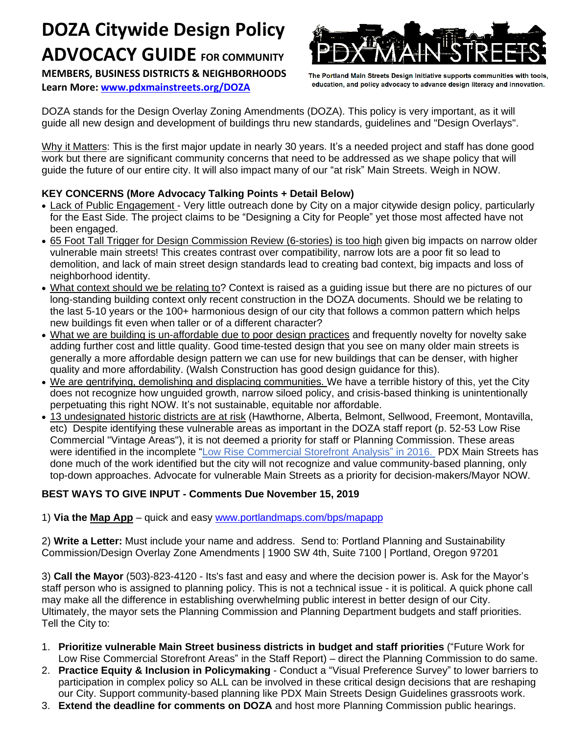# DOZA Citywide Design Policy ADVOCACY GUIDE FOR COMMUNITY MEMBERS, BUSINESS DISTRICTS & NEIGHBORHOODS

**Learn More: [www.pdxmainstreets.org/DOZA](http://www.pdxmainstreets.org/DOZA)**

PDX MAIN STREETS

The Portland Main Streets Design Initiative supports communities with tools, education, and policy advocacy to advance design literacy and innovation.

DOZA stands for the Design Overlay Zoning Amendments (DOZA). This policy is very important, as it will guide all new design and development of buildings thru new standards, guidelines and "Design Overlays".

Why it Matters: This is the first major update in nearly 30 years. It's a needed project and staff has done good work but there are significant community concerns that need to be addressed as we shape policy that will guide the future of our entire city. It will also impact many of our "at risk" Main Streets. Weigh in NOW.

### KEY CONCERNS (More Advocacy Talking Points + Detail Below)

- Lack of Public Engagement - Very little outreach done by City on a major citywide design policy, particularly for the East Side. The project claims to be "Designing a City for People" yet those most affected have not been engaged.
- 65 Foot Tall Trigger for Design Commission Review (6-stories) is too high given big impacts on narrow older vulnerable main streets! This creates contrast over compatibility, narrow lots are a poor fit so lead to demolition, and lack of main street design standards lead to creating bad context, big impacts and loss of neighborhood identity.
- What context should we be relating to? Context is raised as a guiding issue but there are no pictures of our long-standing building context only recent construction in the DOZA documents. Should we be relating to the last 5-10 years or the 100+ harmonious design of our city that follows a common pattern which helps new buildings fit even when taller or of a different character?
- What we are building is un-affordable due to poor design practices and frequently novelty for novelty sake adding further cost and little quality. Good time-tested design that you see on many older main streets is generally a more affordable design pattern we can use for new buildings that can be denser, with higher quality and more affordability. (Walsh Construction has good design guidance for this).
- We are gentrifying, demolishing and displacing communities. We have a terrible history of this, yet the City does not recognize how unguided growth, narrow siloed policy, and crisis-based thinking is unintentionally perpetuating this right NOW. It's not sustainable, equitable nor affordable.
- 13 undesignated historic districts are at risk (Hawthorne, Alberta, Belmont, Sellwood, Freemont, Montavilla, etc) Despite identifying these vulnerable areas as important in the DOZA staff report (p. 52-53 Low Rise Commercial "Vintage Areas"), it is not deemed a priority for staff or Planning Commission. These areas were identified in the incomplete "Low Rise Commercial Storefront Analysis" in 2016. PDX Main Streets has done much of the work identified but the city will not recognize and value community-based planning, only top-down approaches. Advocate for vulnerable Main Streets as a priority for decision-makers/Mayor NOW.

### BEST WAYS TO GIVE INPUT - Comments Due November 15, 2019

1) **Via the Map App** – quick and easy [www.portlandmaps.com/bps/mapapp](http://www.portlandmaps.com/bps/mapapp)

2) **Write a Letter:** Must include your name and address. Send to: Portland Planning and Sustainability Commission/Design Overlay Zone Amendments | 1900 SW 4th, Suite 7100 | Portland, Oregon 97201

3) **Call the Mayor** (503)-823-4120 - Its's fast and easy and where the decision power is. Ask for the Mayor's staff person who is assigned to planning policy. This is not a technical issue - it is political. A quick phone call may make all the difference in establishing overwhelming public interest in better design of our City. Ultimately, the mayor sets the Planning Commission and Planning Department budgets and staff priorities. Tell the City to:

1. **Prioritize vulnerable Main Street business districts in budget and staff priorities** ("Future Work for Low Rise Commercial Storefront Areas" in the Staff Report) – direct the Planning Commission to do same.
2. **Practice Equity & Inclusion in Policymaking** - Conduct a "Visual Preference Survey" to lower barriers to participation in complex policy so ALL can be involved in these critical design decisions that are reshaping our City. Support community-based planning like PDX Main Streets Design Guidelines grassroots work.
3. **Extend the deadline for comments on DOZA** and host more Planning Commission public hearings.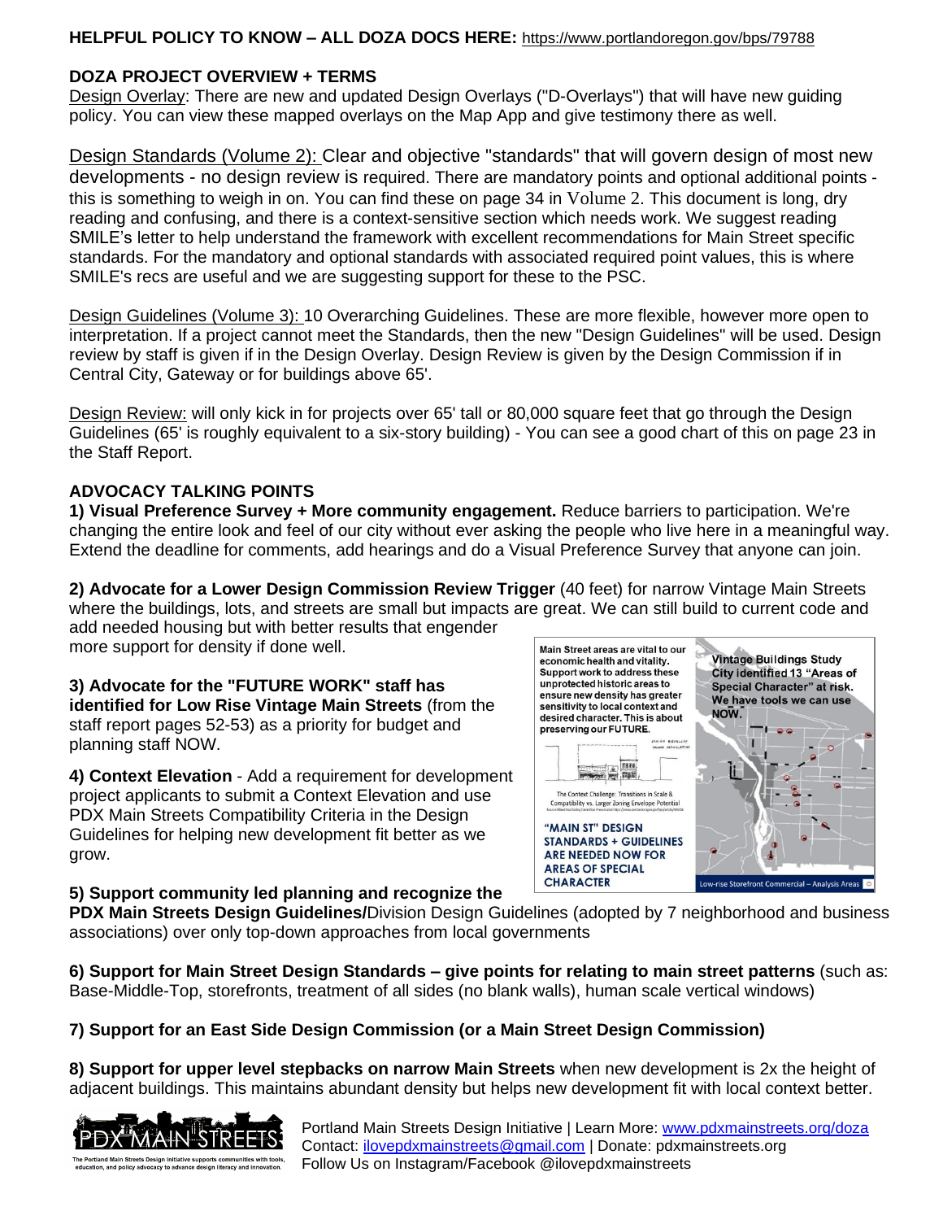**HELPFUL POLICY TO KNOW – ALL DOZA DOCS HERE:** https://www.portlandoregon.gov/bps/79788

### DOZA PROJECT OVERVIEW + TERMS

Design Overlay: There are new and updated Design Overlays ("D-Overlays") that will have new guiding policy. You can view these mapped overlays on the Map App and give testimony there as well.

Design Standards (Volume 2): Clear and objective "standards" that will govern design of most new developments - no design review is required. There are mandatory points and optional additional points - this is something to weigh in on. You can find these on page 34 in Volume 2. This document is long, dry reading and confusing, and there is a context-sensitive section which needs work. We suggest reading SMILE's letter to help understand the framework with excellent recommendations for Main Street specific standards. For the mandatory and optional standards with associated required point values, this is where SMILE's recs are useful and we are suggesting support for these to the PSC.

Design Guidelines (Volume 3): 10 Overarching Guidelines. These are more flexible, however more open to interpretation. If a project cannot meet the Standards, then the new "Design Guidelines" will be used. Design review by staff is given if in the Design Overlay. Design Review is given by the Design Commission if in Central City, Gateway or for buildings above 65'.

Design Review: will only kick in for projects over 65' tall or 80,000 square feet that go through the Design Guidelines (65' is roughly equivalent to a six-story building) - You can see a good chart of this on page 23 in the Staff Report.

### ADVOCACY TALKING POINTS

**1) Visual Preference Survey + More community engagement.** Reduce barriers to participation. We're changing the entire look and feel of our city without ever asking the people who live here in a meaningful way. Extend the deadline for comments, add hearings and do a Visual Preference Survey that anyone can join.

**2) Advocate for a Lower Design Commission Review Trigger** (40 feet) for narrow Vintage Main Streets where the buildings, lots, and streets are small but impacts are great. We can still build to current code and add needed housing but with better results that engender more support for density if done well.

**3) Advocate for the "FUTURE WORK" staff has identified for Low Rise Vintage Main Streets** (from the staff report pages 52-53) as a priority for budget and planning staff NOW.

**4) Context Elevation** - Add a requirement for development project applicants to submit a Context Elevation and use PDX Main Streets Compatibility Criteria in the Design Guidelines for helping new development fit better as we grow.

Main Street areas are vital to our economic health and vitality. Support work to address these unprotected historic areas to ensure new density has greater sensitivity to local context and desired character. This is about preserving our FUTURE.

The Context Challenge: Transitions in Scale & Compatibility vs. Larger Zoning Envelope Potential

"MAIN ST" DESIGN STANDARDS + GUIDELINES ARE NEEDED NOW FOR AREAS OF SPECIAL CHARACTER

Vintage Buildings Study City identified 13 "Areas of Special Character" at risk. We have tools we can use NOW.

Low-rise Storefront Commercial – Analysis Areas

**5) Support community led planning and recognize the PDX Main Streets Design Guidelines/**Division Design Guidelines (adopted by 7 neighborhood and business associations) over only top-down approaches from local governments

**6) Support for Main Street Design Standards – give points for relating to main street patterns** (such as: Base-Middle-Top, storefronts, treatment of all sides (no blank walls), human scale vertical windows)

**7) Support for an East Side Design Commission (or a Main Street Design Commission)**

**8) Support for upper level stepbacks on narrow Main Streets** when new development is 2x the height of adjacent buildings. This maintains abundant density but helps new development fit with local context better.

PDX MAIN STREETS

The Portland Main Streets Design Initiative supports communities with tools, education, and policy advocacy to advance design literacy and innovation.

Portland Main Streets Design Initiative | Learn More: www.pdxmainstreets.org/doza
Contact: ilovepdxmainstreets@gmail.com | Donate: pdxmainstreets.org
Follow Us on Instagram/Facebook @ilovepdxmainstreets